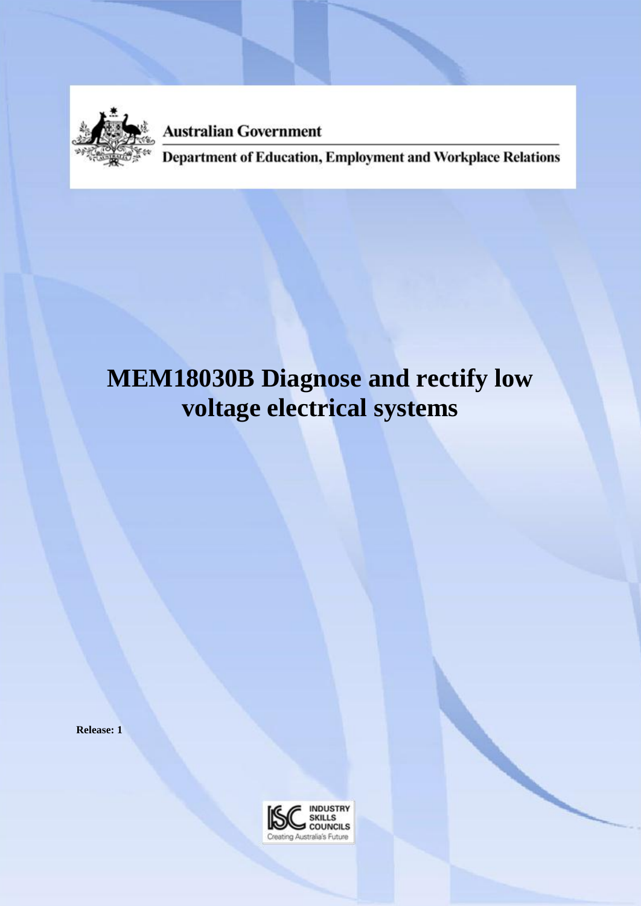Australian Government

Department of Education, Employment and Workplace Relations

# MEM18030B Diagnose and rectify low voltage electrical systems

**Release: 1**

INDUSTRY SKILLS COUNCILS

Creating Australia's Future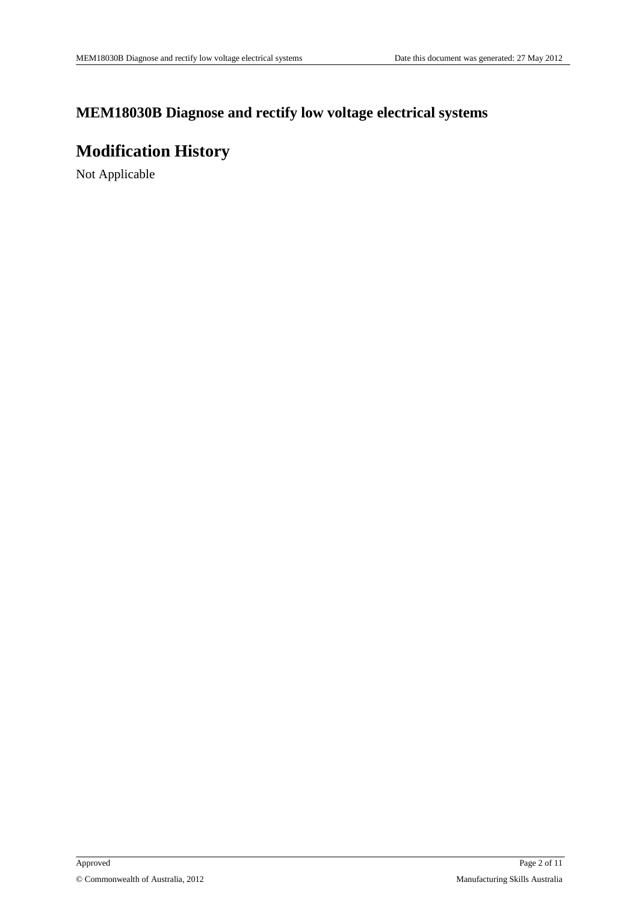# MEM18030B Diagnose and rectify low voltage electrical systems

## Modification History

Not Applicable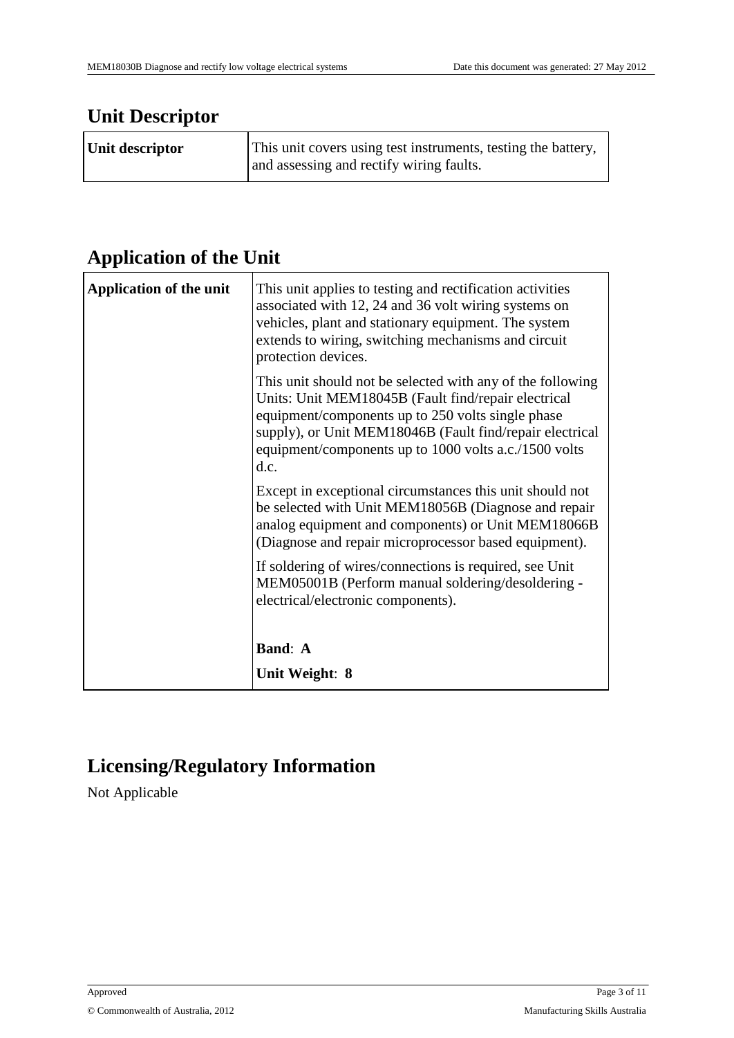## Unit Descriptor

| Unit descriptor | This unit covers using test instruments, testing the battery, and assessing and rectify wiring faults. |
|---|---|

## Application of the Unit

| Application of the unit | This unit applies to testing and rectification activities associated with 12, 24 and 36 volt wiring systems on vehicles, plant and stationary equipment. The system extends to wiring, switching mechanisms and circuit protection devices.<br><br>This unit should not be selected with any of the following Units: Unit MEM18045B (Fault find/repair electrical equipment/components up to 250 volts single phase supply), or Unit MEM18046B (Fault find/repair electrical equipment/components up to 1000 volts a.c./1500 volts d.c.<br><br>Except in exceptional circumstances this unit should not be selected with Unit MEM18056B (Diagnose and repair analog equipment and components) or Unit MEM18066B (Diagnose and repair microprocessor based equipment).<br><br>If soldering of wires/connections is required, see Unit MEM05001B (Perform manual soldering/desoldering - electrical/electronic components).<br><br>**Band**: **A**<br><br>**Unit Weight**: **8** |
|---|---|

## Licensing/Regulatory Information

Not Applicable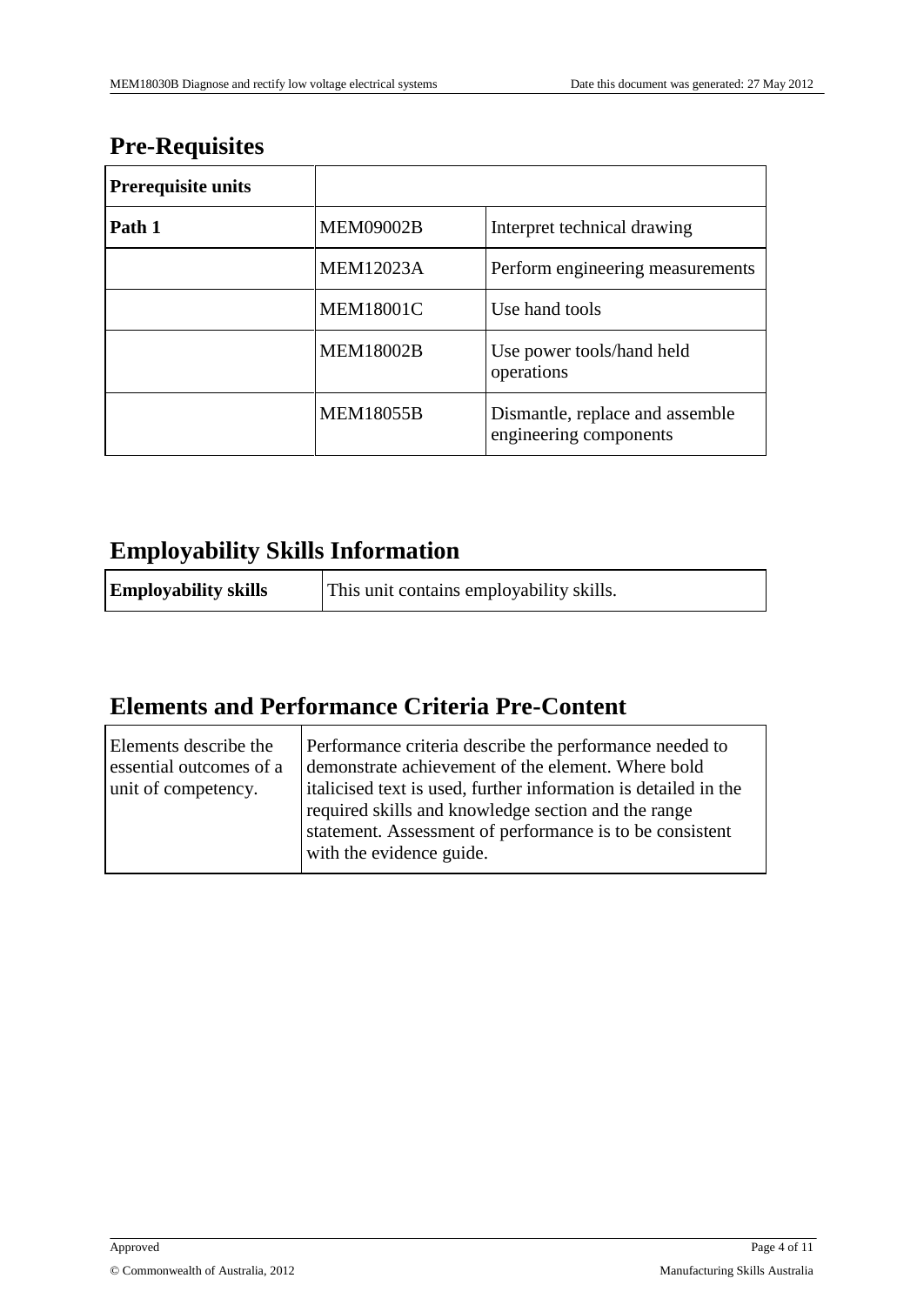## Pre-Requisites

| Prerequisite units | | |
|---|---|---|
| **Path 1** | MEM09002B | Interpret technical drawing |
| | MEM12023A | Perform engineering measurements |
| | MEM18001C | Use hand tools |
| | MEM18002B | Use power tools/hand held operations |
| | MEM18055B | Dismantle, replace and assemble engineering components |

## Employability Skills Information

| **Employability skills** | This unit contains employability skills. |
|---|---|

## Elements and Performance Criteria Pre-Content

| Elements describe the essential outcomes of a unit of competency. | Performance criteria describe the performance needed to demonstrate achievement of the element. Where bold italicised text is used, further information is detailed in the required skills and knowledge section and the range statement. Assessment of performance is to be consistent with the evidence guide. |
|---|---|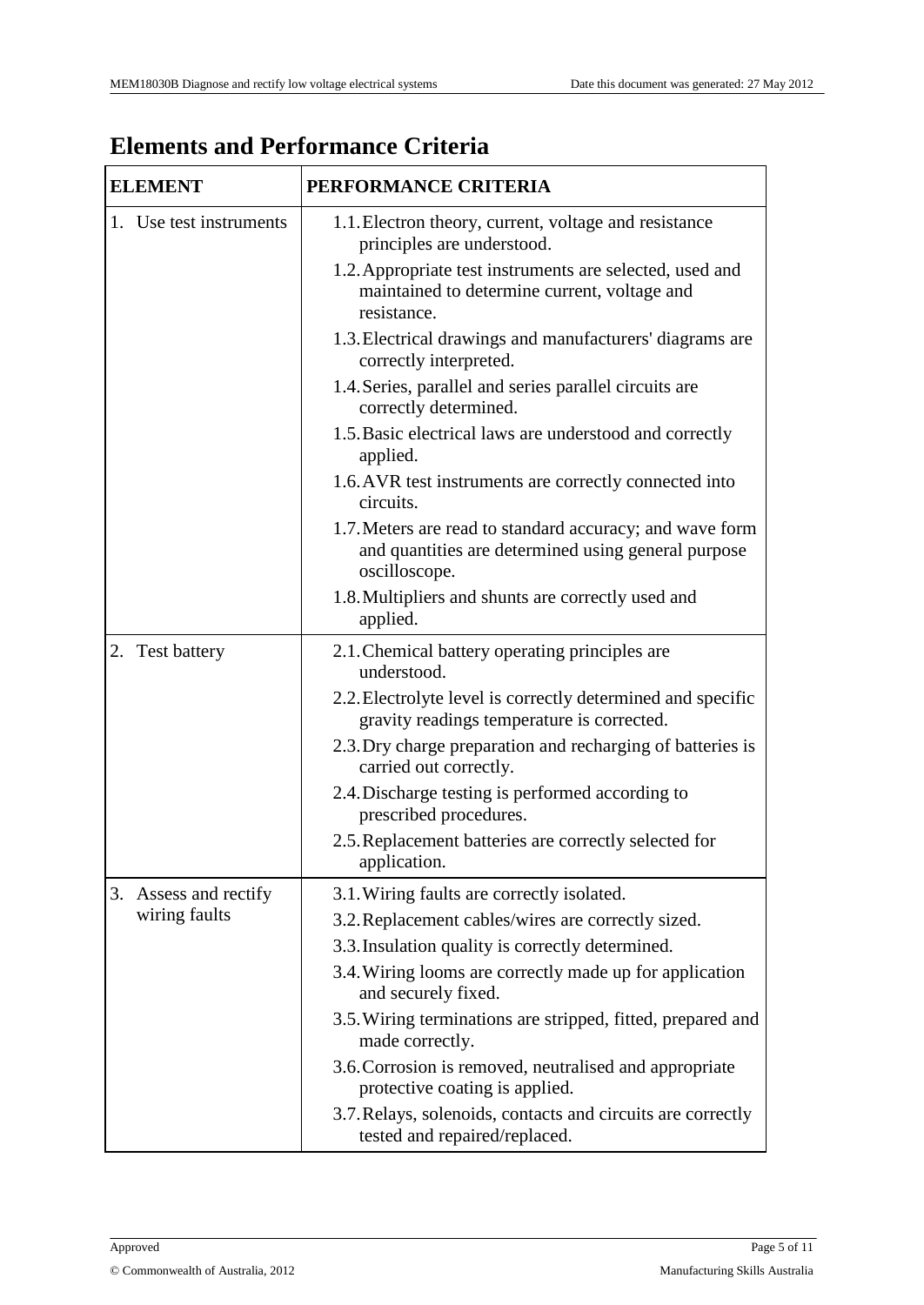## Elements and Performance Criteria

| ELEMENT | PERFORMANCE CRITERIA |
|---|---|
| 1. Use test instruments | 1.1. Electron theory, current, voltage and resistance principles are understood.<br>1.2. Appropriate test instruments are selected, used and maintained to determine current, voltage and resistance.<br>1.3. Electrical drawings and manufacturers' diagrams are correctly interpreted.<br>1.4. Series, parallel and series parallel circuits are correctly determined.<br>1.5. Basic electrical laws are understood and correctly applied.<br>1.6. AVR test instruments are correctly connected into circuits.<br>1.7. Meters are read to standard accuracy; and wave form and quantities are determined using general purpose oscilloscope.<br>1.8. Multipliers and shunts are correctly used and applied. |
| 2. Test battery | 2.1. Chemical battery operating principles are understood.<br>2.2. Electrolyte level is correctly determined and specific gravity readings temperature is corrected.<br>2.3. Dry charge preparation and recharging of batteries is carried out correctly.<br>2.4. Discharge testing is performed according to prescribed procedures.<br>2.5. Replacement batteries are correctly selected for application. |
| 3. Assess and rectify wiring faults | 3.1. Wiring faults are correctly isolated.<br>3.2. Replacement cables/wires are correctly sized.<br>3.3. Insulation quality is correctly determined.<br>3.4. Wiring looms are correctly made up for application and securely fixed.<br>3.5. Wiring terminations are stripped, fitted, prepared and made correctly.<br>3.6. Corrosion is removed, neutralised and appropriate protective coating is applied.<br>3.7. Relays, solenoids, contacts and circuits are correctly tested and repaired/replaced. |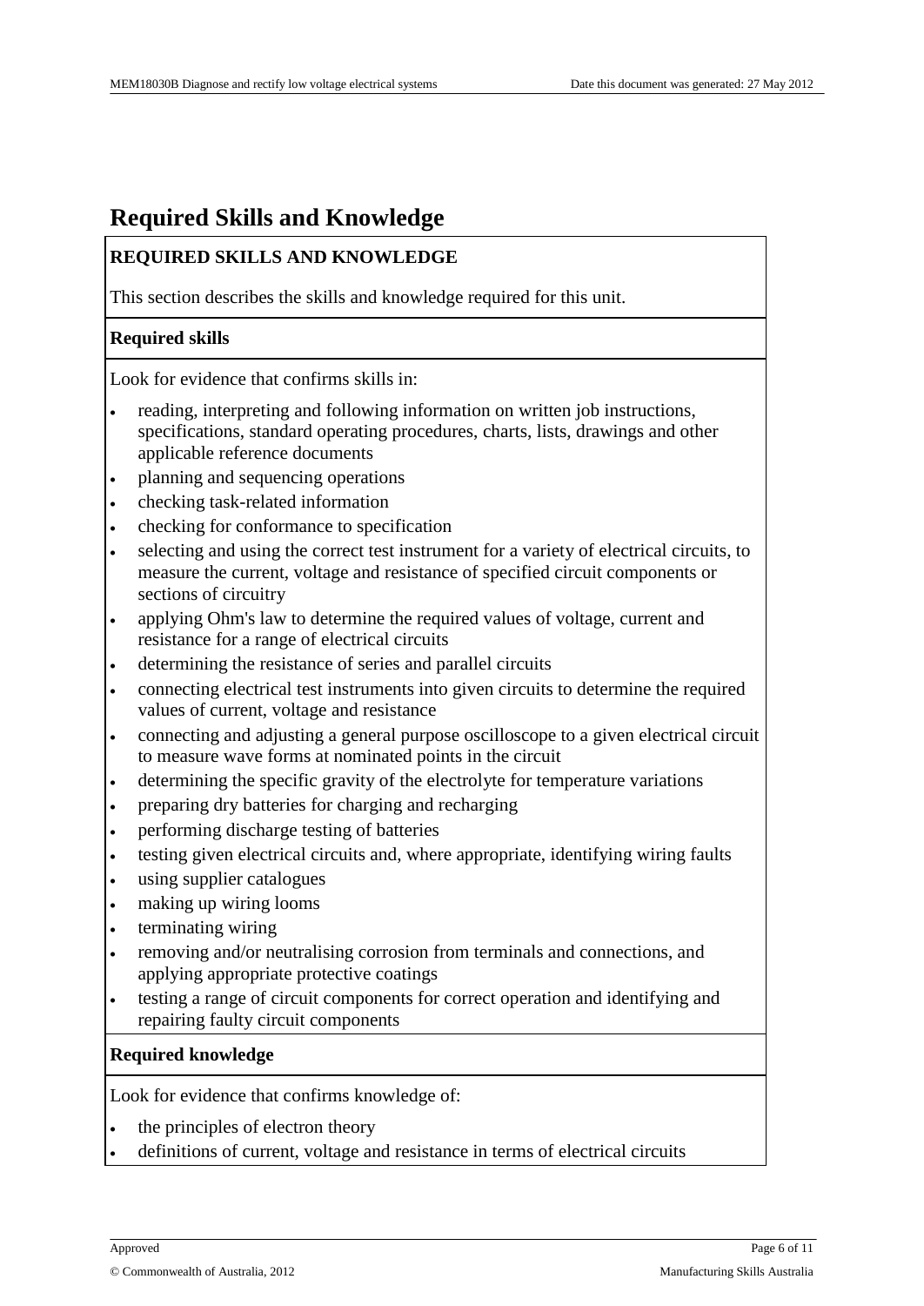# Required Skills and Knowledge

**REQUIRED SKILLS AND KNOWLEDGE**

This section describes the skills and knowledge required for this unit.

**Required skills**

Look for evidence that confirms skills in:

- reading, interpreting and following information on written job instructions, specifications, standard operating procedures, charts, lists, drawings and other applicable reference documents
- planning and sequencing operations
- checking task-related information
- checking for conformance to specification
- selecting and using the correct test instrument for a variety of electrical circuits, to measure the current, voltage and resistance of specified circuit components or sections of circuitry
- applying Ohm's law to determine the required values of voltage, current and resistance for a range of electrical circuits
- determining the resistance of series and parallel circuits
- connecting electrical test instruments into given circuits to determine the required values of current, voltage and resistance
- connecting and adjusting a general purpose oscilloscope to a given electrical circuit to measure wave forms at nominated points in the circuit
- determining the specific gravity of the electrolyte for temperature variations
- preparing dry batteries for charging and recharging
- performing discharge testing of batteries
- testing given electrical circuits and, where appropriate, identifying wiring faults
- using supplier catalogues
- making up wiring looms
- terminating wiring
- removing and/or neutralising corrosion from terminals and connections, and applying appropriate protective coatings
- testing a range of circuit components for correct operation and identifying and repairing faulty circuit components

**Required knowledge**

Look for evidence that confirms knowledge of:

- the principles of electron theory
- definitions of current, voltage and resistance in terms of electrical circuits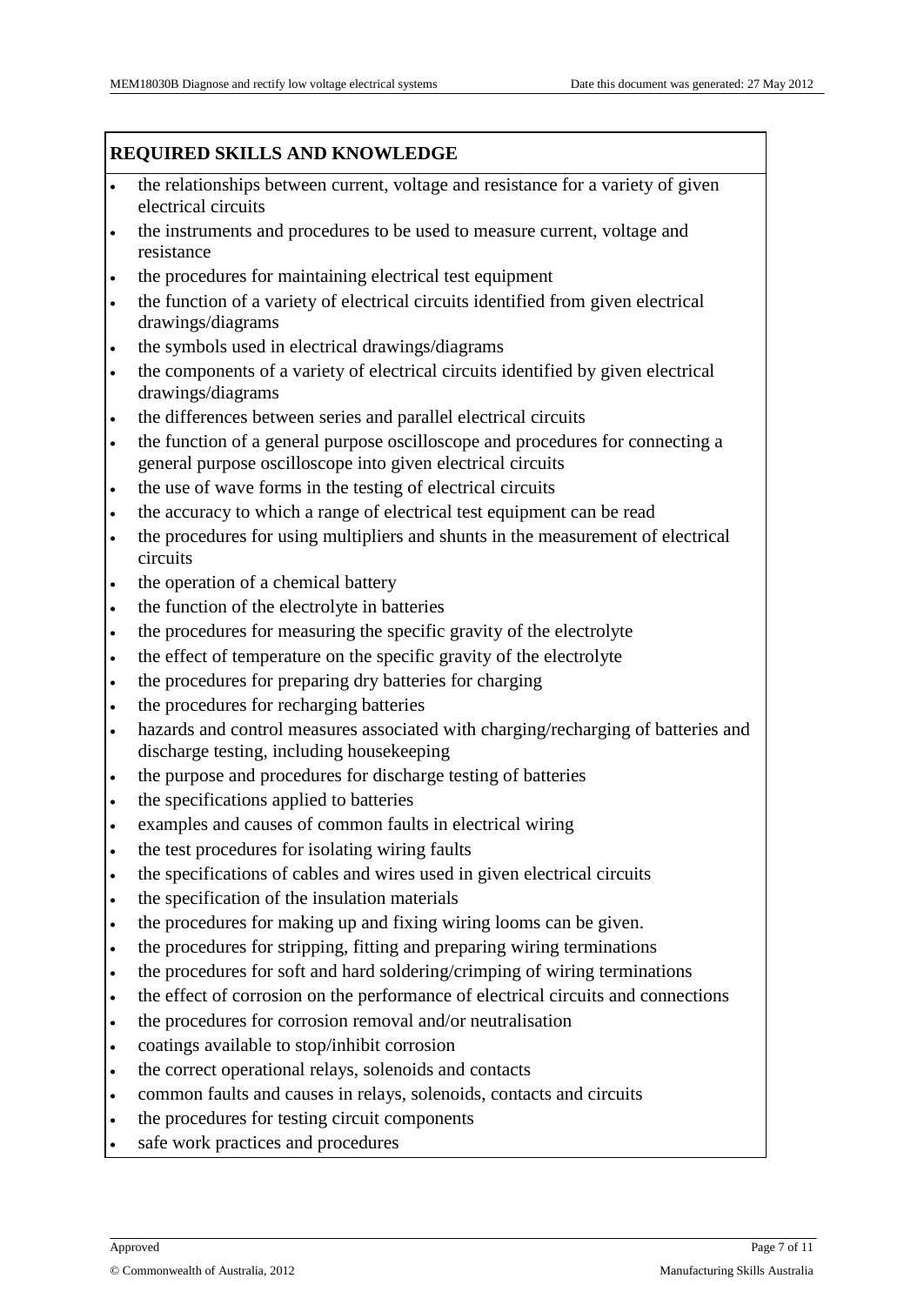## REQUIRED SKILLS AND KNOWLEDGE

- the relationships between current, voltage and resistance for a variety of given electrical circuits
- the instruments and procedures to be used to measure current, voltage and resistance
- the procedures for maintaining electrical test equipment
- the function of a variety of electrical circuits identified from given electrical drawings/diagrams
- the symbols used in electrical drawings/diagrams
- the components of a variety of electrical circuits identified by given electrical drawings/diagrams
- the differences between series and parallel electrical circuits
- the function of a general purpose oscilloscope and procedures for connecting a general purpose oscilloscope into given electrical circuits
- the use of wave forms in the testing of electrical circuits
- the accuracy to which a range of electrical test equipment can be read
- the procedures for using multipliers and shunts in the measurement of electrical circuits
- the operation of a chemical battery
- the function of the electrolyte in batteries
- the procedures for measuring the specific gravity of the electrolyte
- the effect of temperature on the specific gravity of the electrolyte
- the procedures for preparing dry batteries for charging
- the procedures for recharging batteries
- hazards and control measures associated with charging/recharging of batteries and discharge testing, including housekeeping
- the purpose and procedures for discharge testing of batteries
- the specifications applied to batteries
- examples and causes of common faults in electrical wiring
- the test procedures for isolating wiring faults
- the specifications of cables and wires used in given electrical circuits
- the specification of the insulation materials
- the procedures for making up and fixing wiring looms can be given.
- the procedures for stripping, fitting and preparing wiring terminations
- the procedures for soft and hard soldering/crimping of wiring terminations
- the effect of corrosion on the performance of electrical circuits and connections
- the procedures for corrosion removal and/or neutralisation
- coatings available to stop/inhibit corrosion
- the correct operational relays, solenoids and contacts
- common faults and causes in relays, solenoids, contacts and circuits
- the procedures for testing circuit components
- safe work practices and procedures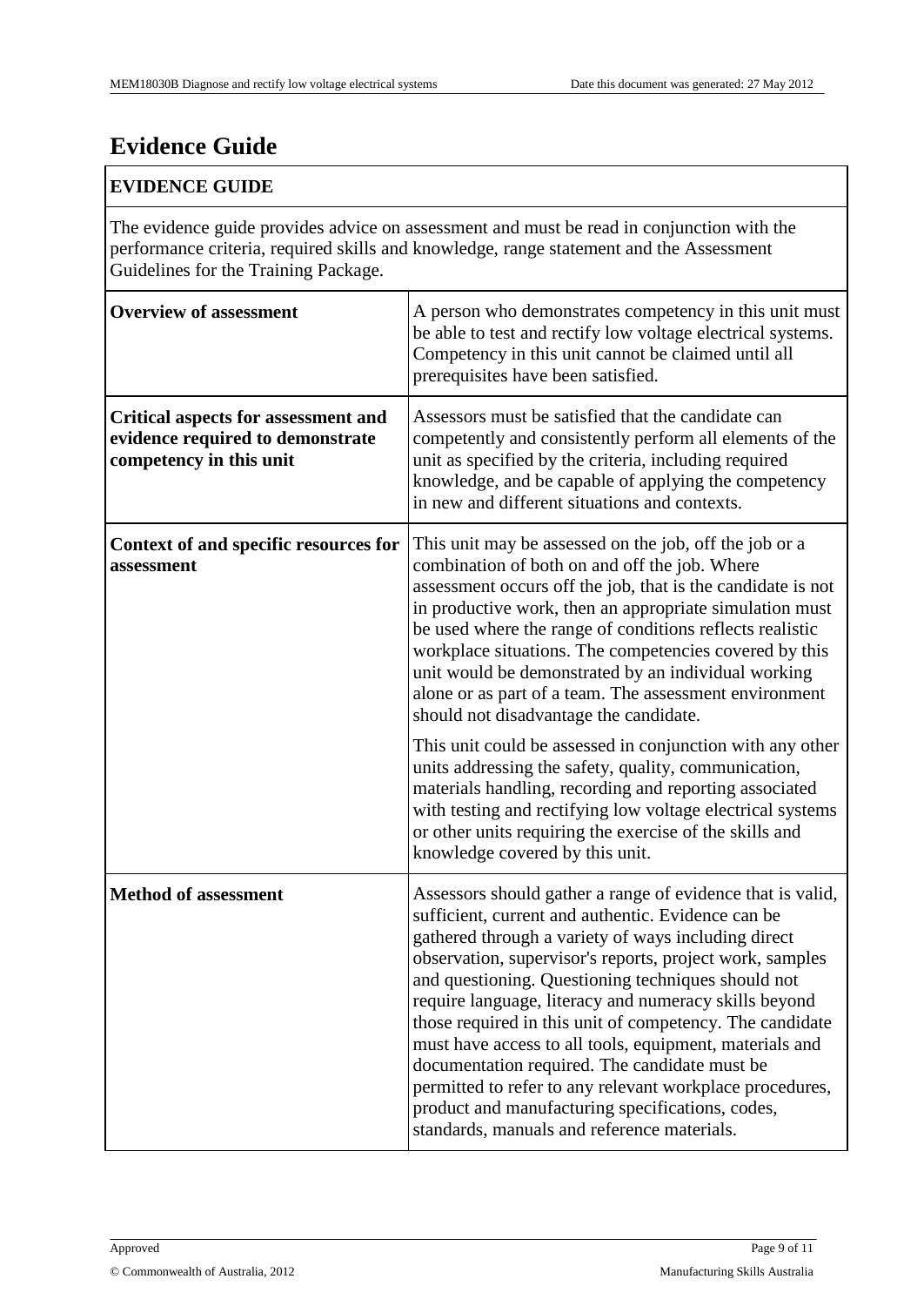# Evidence Guide

| EVIDENCE GUIDE | |
|---|---|
| The evidence guide provides advice on assessment and must be read in conjunction with the performance criteria, required skills and knowledge, range statement and the Assessment Guidelines for the Training Package. | |
| **Overview of assessment** | A person who demonstrates competency in this unit must be able to test and rectify low voltage electrical systems. Competency in this unit cannot be claimed until all prerequisites have been satisfied. |
| **Critical aspects for assessment and evidence required to demonstrate competency in this unit** | Assessors must be satisfied that the candidate can competently and consistently perform all elements of the unit as specified by the criteria, including required knowledge, and be capable of applying the competency in new and different situations and contexts. |
| **Context of and specific resources for assessment** | This unit may be assessed on the job, off the job or a combination of both on and off the job. Where assessment occurs off the job, that is the candidate is not in productive work, then an appropriate simulation must be used where the range of conditions reflects realistic workplace situations. The competencies covered by this unit would be demonstrated by an individual working alone or as part of a team. The assessment environment should not disadvantage the candidate.<br><br>This unit could be assessed in conjunction with any other units addressing the safety, quality, communication, materials handling, recording and reporting associated with testing and rectifying low voltage electrical systems or other units requiring the exercise of the skills and knowledge covered by this unit. |
| **Method of assessment** | Assessors should gather a range of evidence that is valid, sufficient, current and authentic. Evidence can be gathered through a variety of ways including direct observation, supervisor's reports, project work, samples and questioning. Questioning techniques should not require language, literacy and numeracy skills beyond those required in this unit of competency. The candidate must have access to all tools, equipment, materials and documentation required. The candidate must be permitted to refer to any relevant workplace procedures, product and manufacturing specifications, codes, standards, manuals and reference materials. |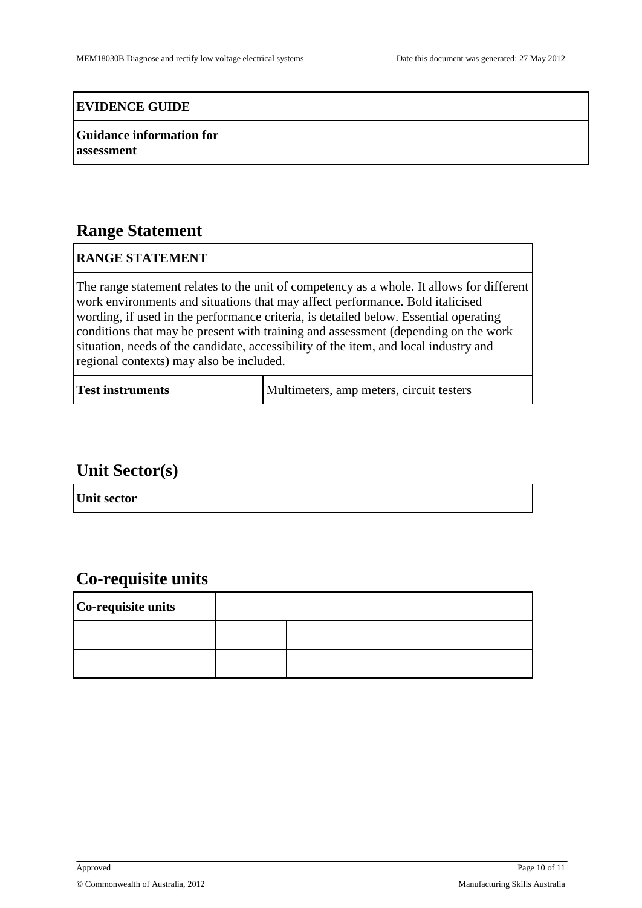| EVIDENCE GUIDE | |
|---|---|
| **Guidance information for assessment** | |

## Range Statement

| RANGE STATEMENT | |
|---|---|
| The range statement relates to the unit of competency as a whole. It allows for different work environments and situations that may affect performance. Bold italicised wording, if used in the performance criteria, is detailed below. Essential operating conditions that may be present with training and assessment (depending on the work situation, needs of the candidate, accessibility of the item, and local industry and regional contexts) may also be included. | |
| **Test instruments** | Multimeters, amp meters, circuit testers |

## Unit Sector(s)

| Unit sector | |
|---|---|

## Co-requisite units

| Co-requisite units | | |
|---|---|---|
| | | |
| | | |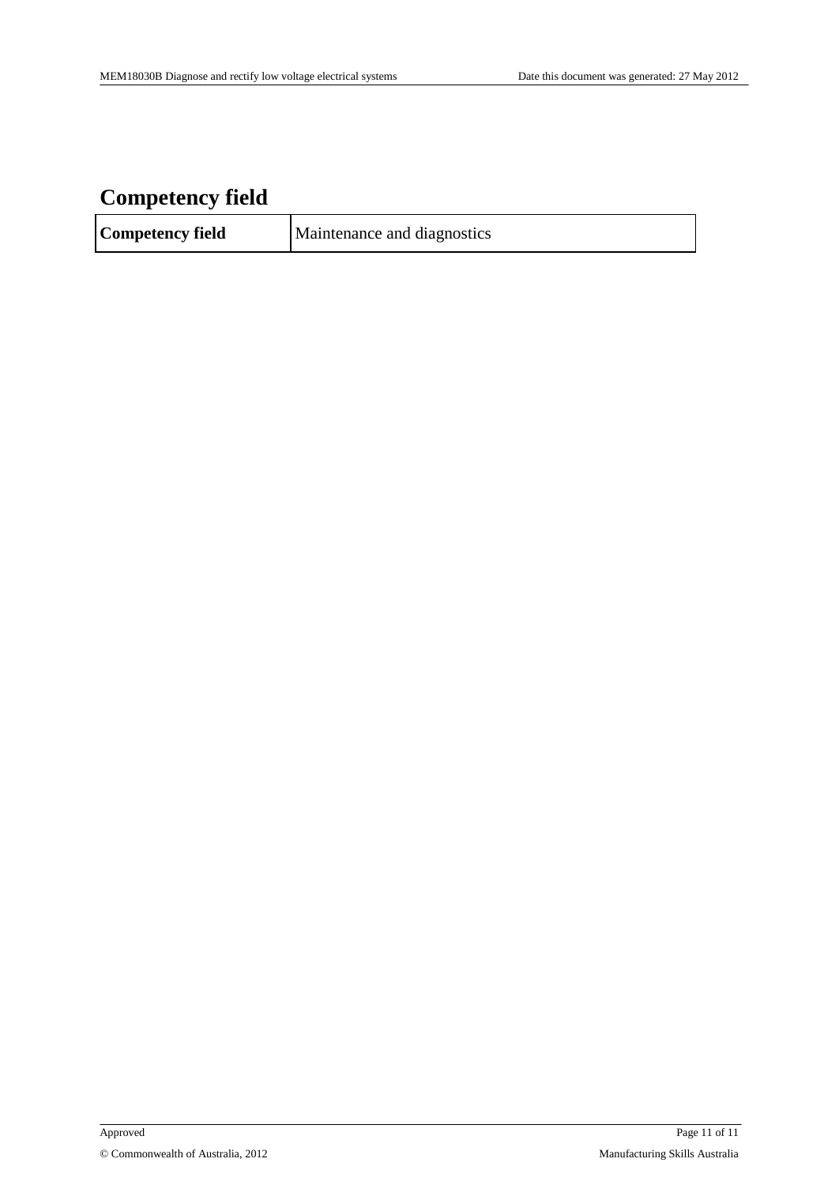# Competency field

| | |
|---|---|
| **Competency field** | Maintenance and diagnostics |